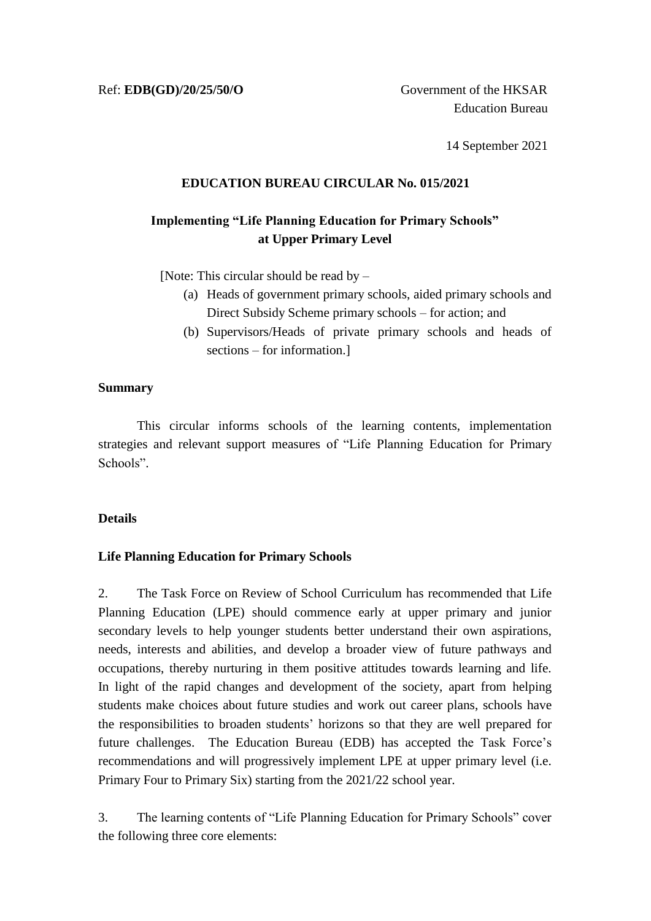Ref: **EDB(GD)/20/25/50/O**

Government of the HKSAR
Education Bureau

14 September 2021

## EDUCATION BUREAU CIRCULAR No. 015/2021

## Implementing "Life Planning Education for Primary Schools" at Upper Primary Level

[Note: This circular should be read by –

(a) Heads of government primary schools, aided primary schools and Direct Subsidy Scheme primary schools – for action; and

(b) Supervisors/Heads of private primary schools and heads of sections – for information.]

**Summary**

This circular informs schools of the learning contents, implementation strategies and relevant support measures of "Life Planning Education for Primary Schools".

**Details**

**Life Planning Education for Primary Schools**

2. The Task Force on Review of School Curriculum has recommended that Life Planning Education (LPE) should commence early at upper primary and junior secondary levels to help younger students better understand their own aspirations, needs, interests and abilities, and develop a broader view of future pathways and occupations, thereby nurturing in them positive attitudes towards learning and life. In light of the rapid changes and development of the society, apart from helping students make choices about future studies and work out career plans, schools have the responsibilities to broaden students' horizons so that they are well prepared for future challenges. The Education Bureau (EDB) has accepted the Task Force's recommendations and will progressively implement LPE at upper primary level (i.e. Primary Four to Primary Six) starting from the 2021/22 school year.

3. The learning contents of "Life Planning Education for Primary Schools" cover the following three core elements: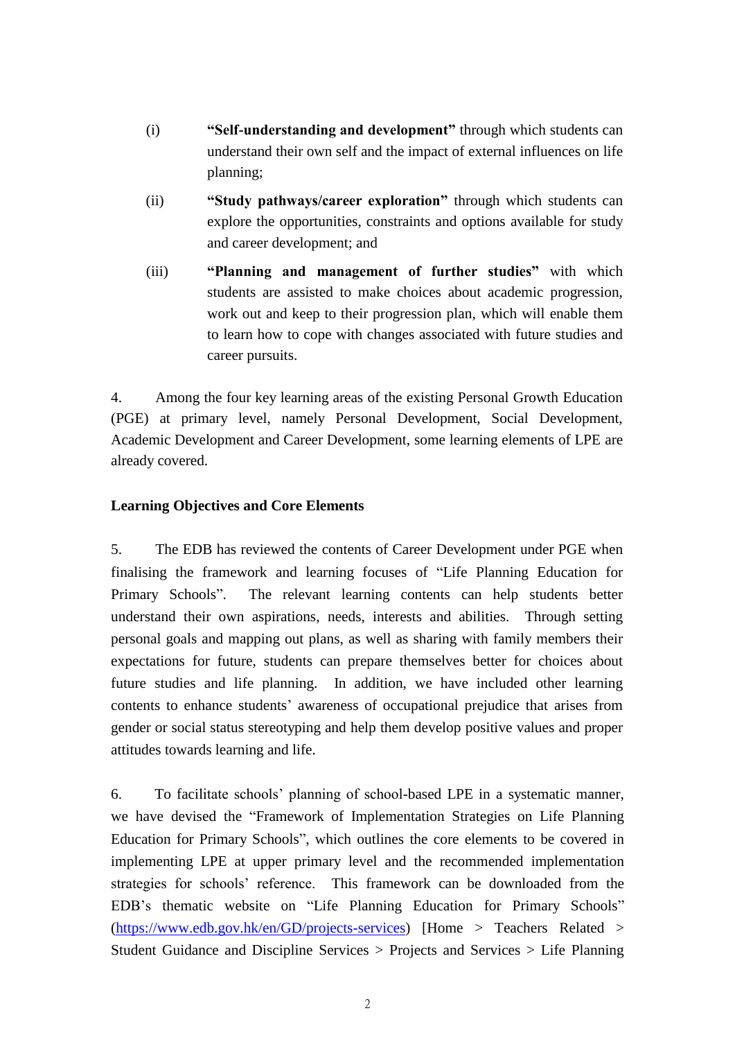(i) **"Self-understanding and development"** through which students can understand their own self and the impact of external influences on life planning;

(ii) **"Study pathways/career exploration"** through which students can explore the opportunities, constraints and options available for study and career development; and

(iii) **"Planning and management of further studies"** with which students are assisted to make choices about academic progression, work out and keep to their progression plan, which will enable them to learn how to cope with changes associated with future studies and career pursuits.

4. Among the four key learning areas of the existing Personal Growth Education (PGE) at primary level, namely Personal Development, Social Development, Academic Development and Career Development, some learning elements of LPE are already covered.

**Learning Objectives and Core Elements**

5. The EDB has reviewed the contents of Career Development under PGE when finalising the framework and learning focuses of "Life Planning Education for Primary Schools". The relevant learning contents can help students better understand their own aspirations, needs, interests and abilities. Through setting personal goals and mapping out plans, as well as sharing with family members their expectations for future, students can prepare themselves better for choices about future studies and life planning. In addition, we have included other learning contents to enhance students' awareness of occupational prejudice that arises from gender or social status stereotyping and help them develop positive values and proper attitudes towards learning and life.

6. To facilitate schools' planning of school-based LPE in a systematic manner, we have devised the "Framework of Implementation Strategies on Life Planning Education for Primary Schools", which outlines the core elements to be covered in implementing LPE at upper primary level and the recommended implementation strategies for schools' reference. This framework can be downloaded from the EDB's thematic website on "Life Planning Education for Primary Schools" (https://www.edb.gov.hk/en/GD/projects-services) [Home > Teachers Related > Student Guidance and Discipline Services > Projects and Services > Life Planning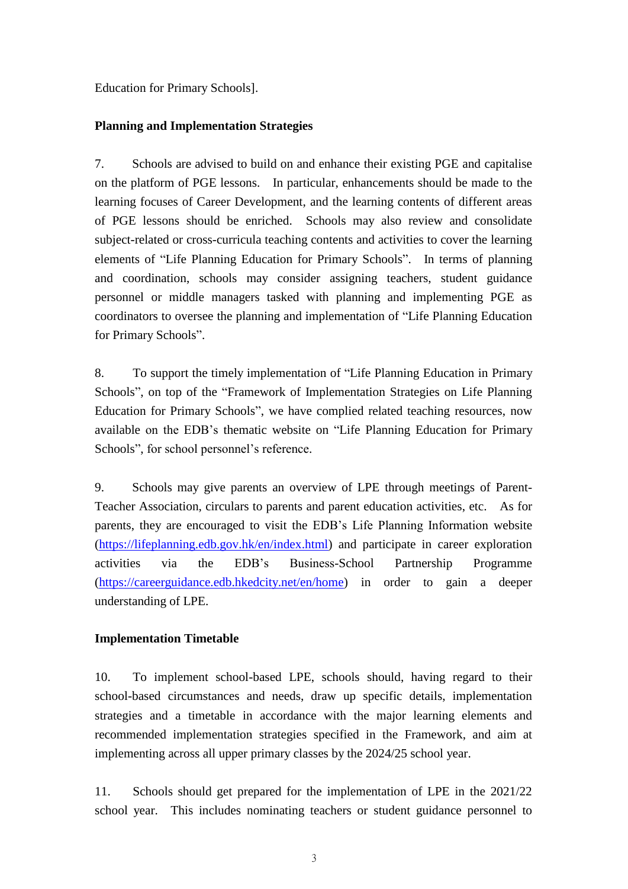Education for Primary Schools].

**Planning and Implementation Strategies**

7. Schools are advised to build on and enhance their existing PGE and capitalise on the platform of PGE lessons. In particular, enhancements should be made to the learning focuses of Career Development, and the learning contents of different areas of PGE lessons should be enriched. Schools may also review and consolidate subject-related or cross-curricula teaching contents and activities to cover the learning elements of "Life Planning Education for Primary Schools". In terms of planning and coordination, schools may consider assigning teachers, student guidance personnel or middle managers tasked with planning and implementing PGE as coordinators to oversee the planning and implementation of "Life Planning Education for Primary Schools".

8. To support the timely implementation of "Life Planning Education in Primary Schools", on top of the "Framework of Implementation Strategies on Life Planning Education for Primary Schools", we have complied related teaching resources, now available on the EDB's thematic website on "Life Planning Education for Primary Schools", for school personnel's reference.

9. Schools may give parents an overview of LPE through meetings of Parent-Teacher Association, circulars to parents and parent education activities, etc. As for parents, they are encouraged to visit the EDB's Life Planning Information website (https://lifeplanning.edb.gov.hk/en/index.html) and participate in career exploration activities via the EDB's Business-School Partnership Programme (https://careerguidance.edb.hkedcity.net/en/home) in order to gain a deeper understanding of LPE.

**Implementation Timetable**

10. To implement school-based LPE, schools should, having regard to their school-based circumstances and needs, draw up specific details, implementation strategies and a timetable in accordance with the major learning elements and recommended implementation strategies specified in the Framework, and aim at implementing across all upper primary classes by the 2024/25 school year.

11. Schools should get prepared for the implementation of LPE in the 2021/22 school year. This includes nominating teachers or student guidance personnel to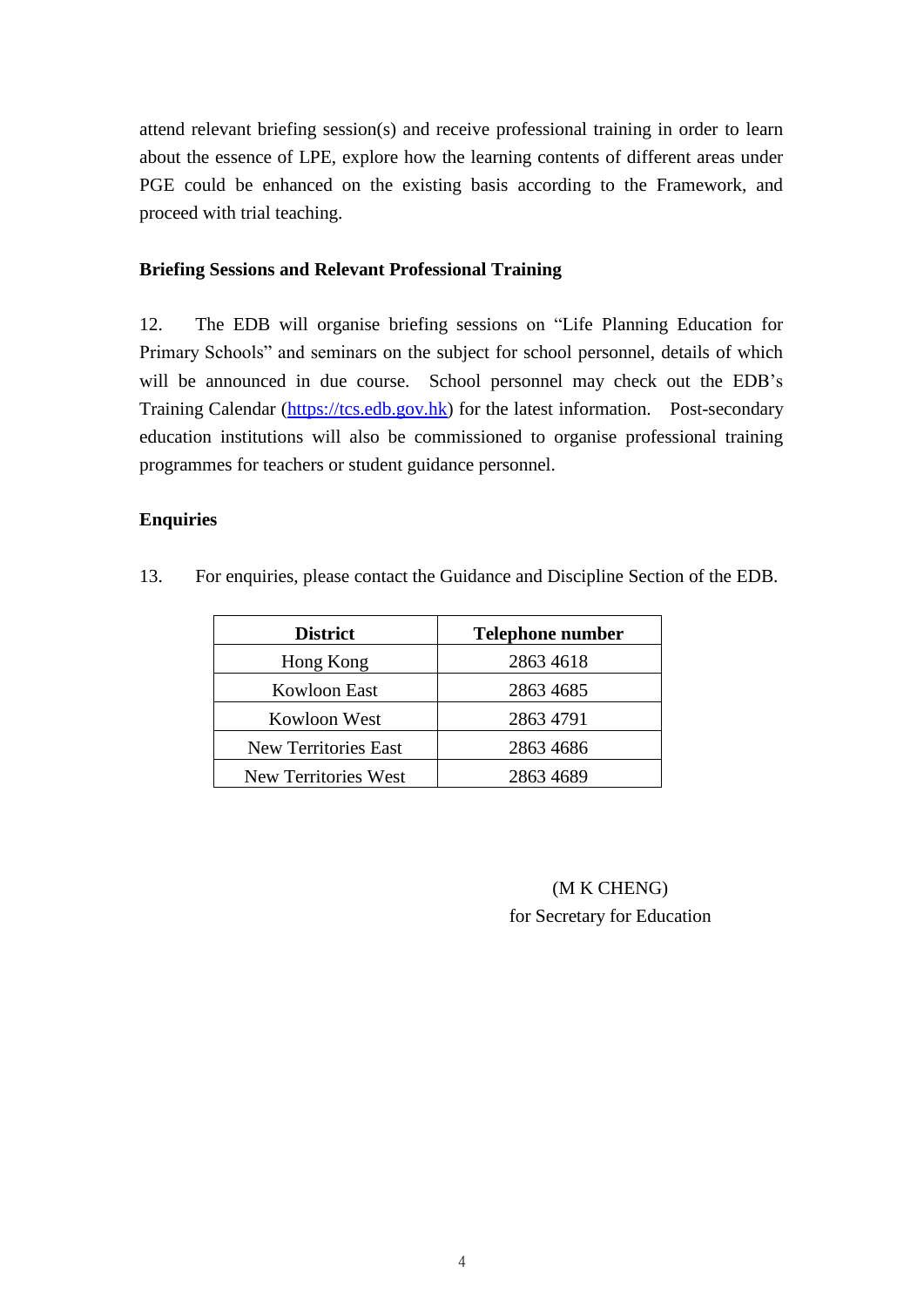attend relevant briefing session(s) and receive professional training in order to learn about the essence of LPE, explore how the learning contents of different areas under PGE could be enhanced on the existing basis according to the Framework, and proceed with trial teaching.

**Briefing Sessions and Relevant Professional Training**

12. The EDB will organise briefing sessions on "Life Planning Education for Primary Schools" and seminars on the subject for school personnel, details of which will be announced in due course. School personnel may check out the EDB's Training Calendar (https://tcs.edb.gov.hk) for the latest information. Post-secondary education institutions will also be commissioned to organise professional training programmes for teachers or student guidance personnel.

**Enquiries**

13. For enquiries, please contact the Guidance and Discipline Section of the EDB.

| District | Telephone number |
|---|---|
| Hong Kong | 2863 4618 |
| Kowloon East | 2863 4685 |
| Kowloon West | 2863 4791 |
| New Territories East | 2863 4686 |
| New Territories West | 2863 4689 |

(M K CHENG)
for Secretary for Education